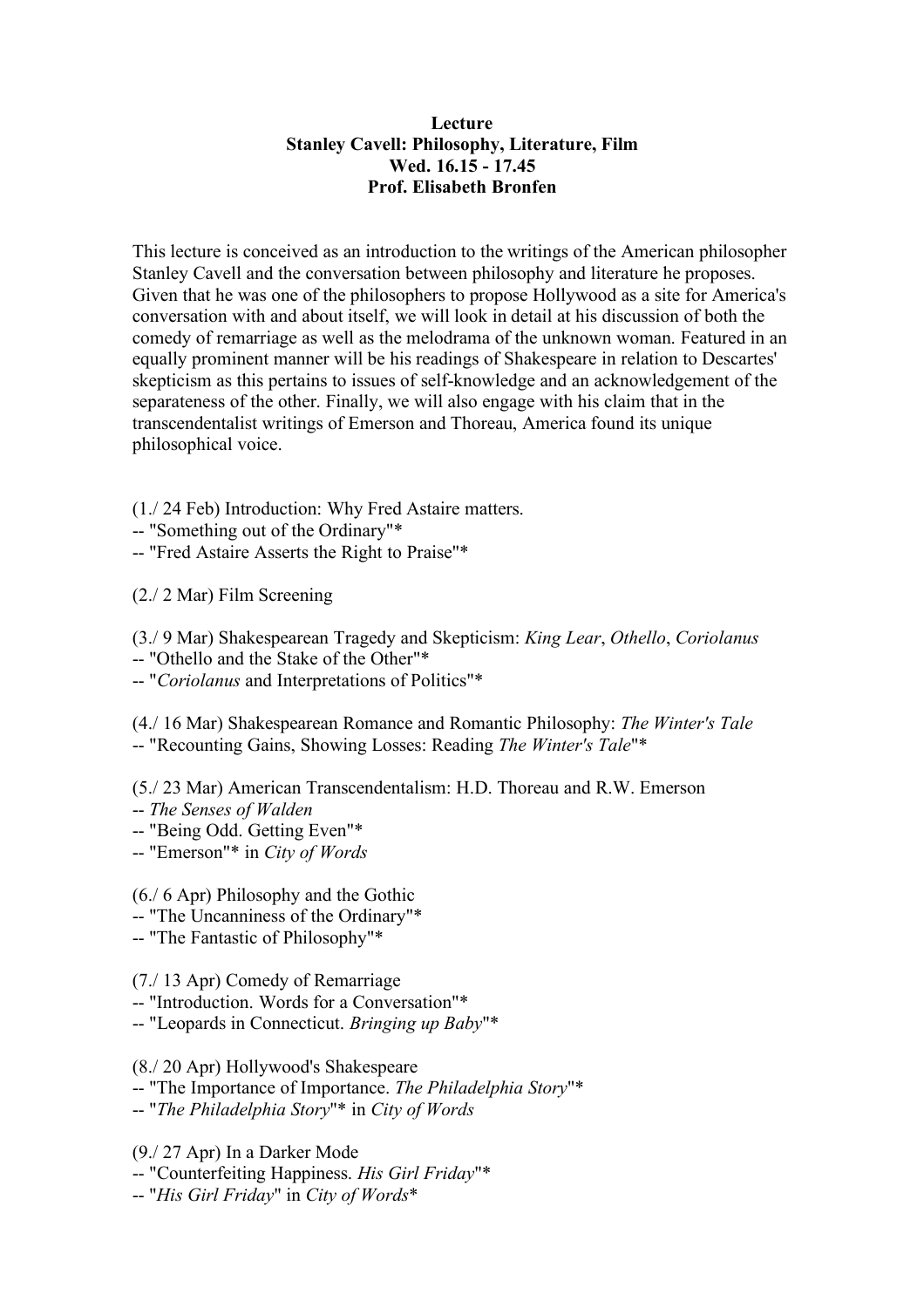**Lecture**
**Stanley Cavell: Philosophy, Literature, Film**
**Wed. 16.15 - 17.45**
**Prof. Elisabeth Bronfen**

This lecture is conceived as an introduction to the writings of the American philosopher Stanley Cavell and the conversation between philosophy and literature he proposes. Given that he was one of the philosophers to propose Hollywood as a site for America's conversation with and about itself, we will look in detail at his discussion of both the comedy of remarriage as well as the melodrama of the unknown woman. Featured in an equally prominent manner will be his readings of Shakespeare in relation to Descartes' skepticism as this pertains to issues of self-knowledge and an acknowledgement of the separateness of the other. Finally, we will also engage with his claim that in the transcendentalist writings of Emerson and Thoreau, America found its unique philosophical voice.

(1./ 24 Feb) Introduction: Why Fred Astaire matters.
-- "Something out of the Ordinary"*
-- "Fred Astaire Asserts the Right to Praise"*

(2./ 2 Mar) Film Screening

(3./ 9 Mar) Shakespearean Tragedy and Skepticism: *King Lear*, *Othello*, *Coriolanus*
-- "Othello and the Stake of the Other"*
-- "*Coriolanus* and Interpretations of Politics"*

(4./ 16 Mar) Shakespearean Romance and Romantic Philosophy: *The Winter's Tale*
-- "Recounting Gains, Showing Losses: Reading *The Winter's Tale*"*

(5./ 23 Mar) American Transcendentalism: H.D. Thoreau and R.W. Emerson
-- *The Senses of Walden*
-- "Being Odd. Getting Even"*
-- "Emerson"* in *City of Words*

(6./ 6 Apr) Philosophy and the Gothic
-- "The Uncanniness of the Ordinary"*
-- "The Fantastic of Philosophy"*

(7./ 13 Apr) Comedy of Remarriage
-- "Introduction. Words for a Conversation"*
-- "Leopards in Connecticut. *Bringing up Baby*"*

(8./ 20 Apr) Hollywood's Shakespeare
-- "The Importance of Importance. *The Philadelphia Story*"*
-- "*The Philadelphia Story*"* in *City of Words*

(9./ 27 Apr) In a Darker Mode
-- "Counterfeiting Happiness. *His Girl Friday*"*
-- "*His Girl Friday*" in *City of Words**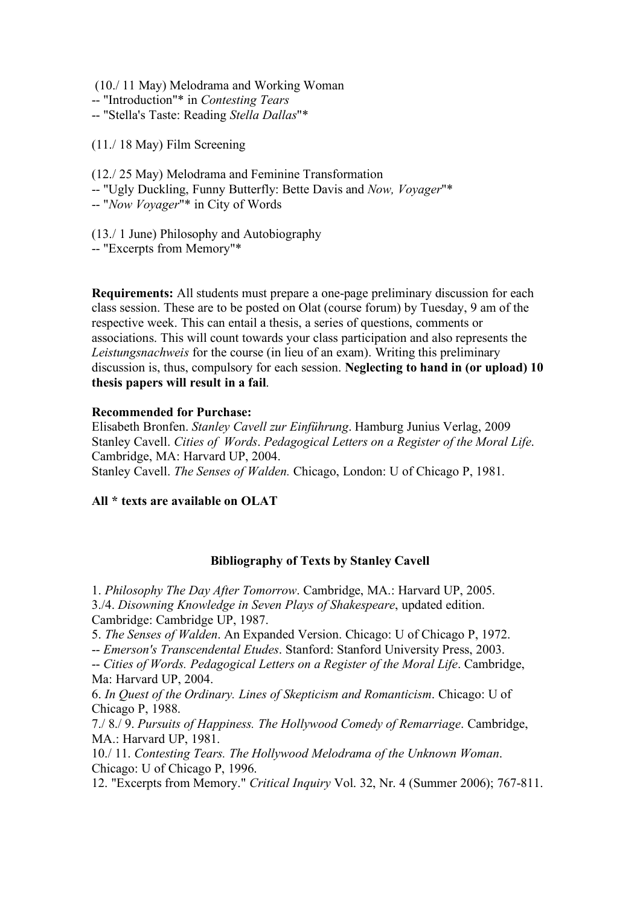(10./ 11 May) Melodrama and Working Woman
-- "Introduction"* in *Contesting Tears*
-- "Stella's Taste: Reading *Stella Dallas*"*

(11./ 18 May) Film Screening

(12./ 25 May) Melodrama and Feminine Transformation
-- "Ugly Duckling, Funny Butterfly: Bette Davis and *Now, Voyager*"*
-- "*Now Voyager*"* in City of Words

(13./ 1 June) Philosophy and Autobiography
-- "Excerpts from Memory"*

**Requirements:** All students must prepare a one-page preliminary discussion for each class session. These are to be posted on Olat (course forum) by Tuesday, 9 am of the respective week. This can entail a thesis, a series of questions, comments or associations. This will count towards your class participation and also represents the *Leistungsnachweis* for the course (in lieu of an exam). Writing this preliminary discussion is, thus, compulsory for each session. **Neglecting to hand in (or upload) 10 thesis papers will result in a fail**.

**Recommended for Purchase:**
Elisabeth Bronfen. *Stanley Cavell zur Einführung*. Hamburg Junius Verlag, 2009
Stanley Cavell. *Cities of Words*. *Pedagogical Letters on a Register of the Moral Life*. Cambridge, MA: Harvard UP, 2004.
Stanley Cavell. *The Senses of Walden.* Chicago, London: U of Chicago P, 1981.

**All * texts are available on OLAT**

### Bibliography of Texts by Stanley Cavell

1. *Philosophy The Day After Tomorrow*. Cambridge, MA.: Harvard UP, 2005.
3./4. *Disowning Knowledge in Seven Plays of Shakespeare*, updated edition. Cambridge: Cambridge UP, 1987.
5. *The Senses of Walden*. An Expanded Version. Chicago: U of Chicago P, 1972.
-- *Emerson's Transcendental Etudes*. Stanford: Stanford University Press, 2003.
-- *Cities of Words. Pedagogical Letters on a Register of the Moral Life*. Cambridge, Ma: Harvard UP, 2004.
6. *In Quest of the Ordinary. Lines of Skepticism and Romanticism*. Chicago: U of Chicago P, 1988.
7./ 8./ 9. *Pursuits of Happiness. The Hollywood Comedy of Remarriage*. Cambridge, MA.: Harvard UP, 1981.
10./ 11. *Contesting Tears. The Hollywood Melodrama of the Unknown Woman*. Chicago: U of Chicago P, 1996.
12. "Excerpts from Memory." *Critical Inquiry* Vol. 32, Nr. 4 (Summer 2006); 767-811.